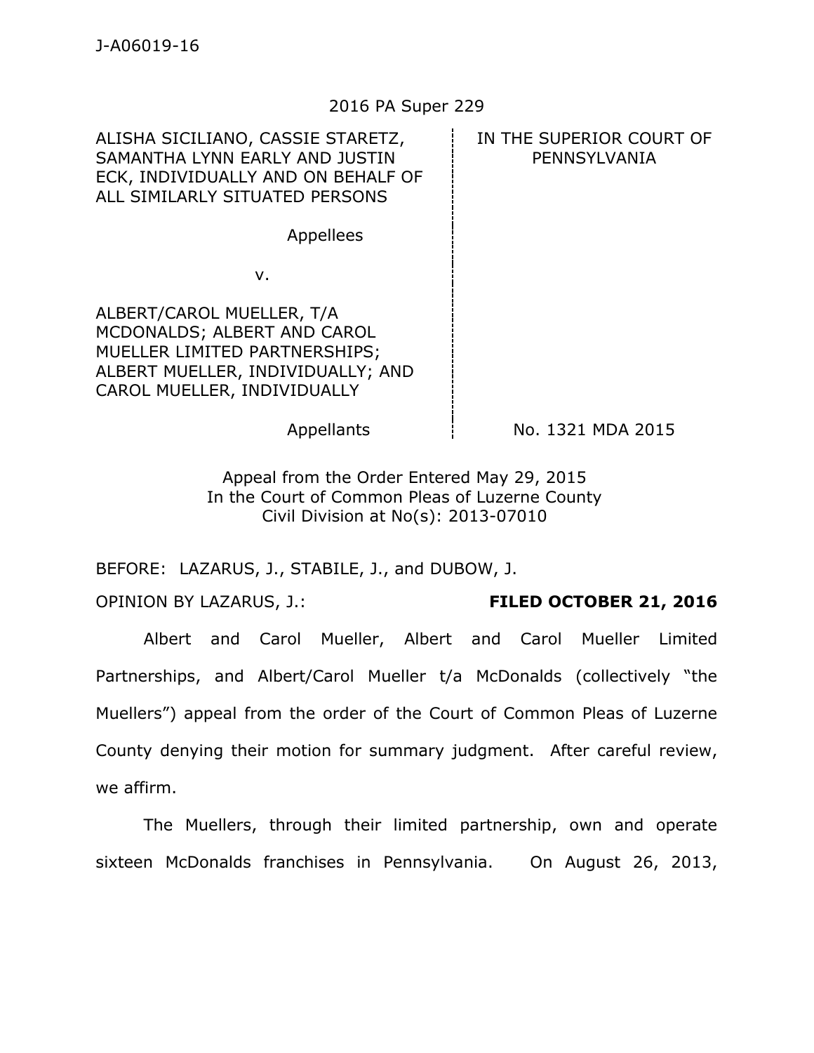J-A06019-16

2016 PA Super 229

| ALISHA SICILIANO, CASSIE STARETZ, SAMANTHA LYNN EARLY AND JUSTIN ECK, INDIVIDUALLY AND ON BEHALF OF ALL SIMILARLY SITUATED PERSONS | IN THE SUPERIOR COURT OF PENNSYLVANIA |
|---|---|
| Appellees | |
| v. | |
| ALBERT/CAROL MUELLER, T/A MCDONALDS; ALBERT AND CAROL MUELLER LIMITED PARTNERSHIPS; ALBERT MUELLER, INDIVIDUALLY; AND CAROL MUELLER, INDIVIDUALLY | |
| Appellants | No. 1321 MDA 2015 |

Appeal from the Order Entered May 29, 2015
In the Court of Common Pleas of Luzerne County
Civil Division at No(s): 2013-07010

BEFORE: LAZARUS, J., STABILE, J., and DUBOW, J.

OPINION BY LAZARUS, J.: **FILED OCTOBER 21, 2016**

Albert and Carol Mueller, Albert and Carol Mueller Limited Partnerships, and Albert/Carol Mueller t/a McDonalds (collectively "the Muellers") appeal from the order of the Court of Common Pleas of Luzerne County denying their motion for summary judgment. After careful review, we affirm.

The Muellers, through their limited partnership, own and operate sixteen McDonalds franchises in Pennsylvania. On August 26, 2013,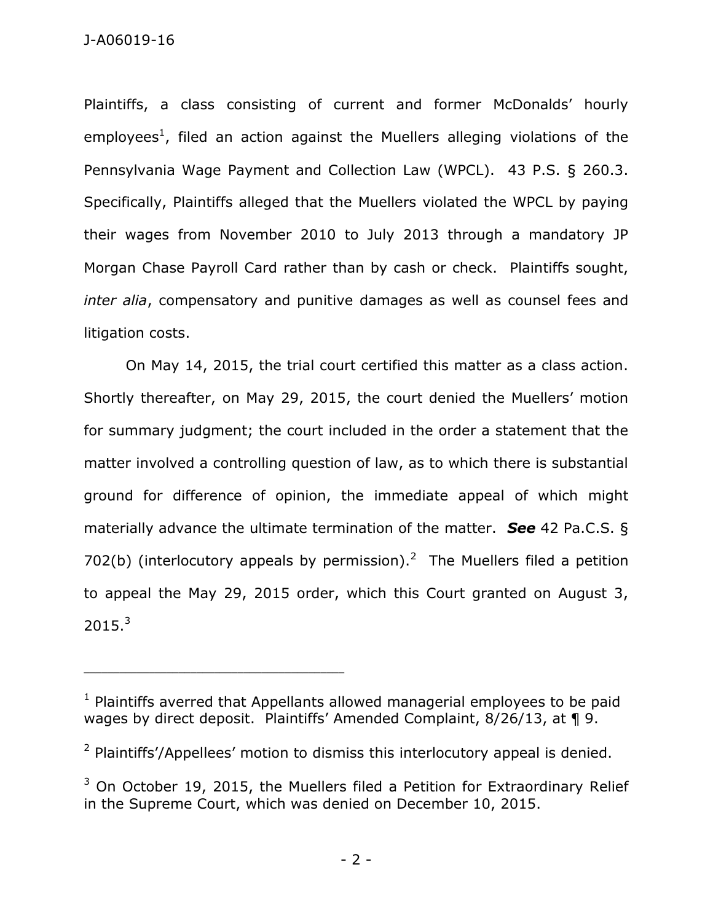Plaintiffs, a class consisting of current and former McDonalds' hourly employees[1], filed an action against the Muellers alleging violations of the Pennsylvania Wage Payment and Collection Law (WPCL). 43 P.S. § 260.3. Specifically, Plaintiffs alleged that the Muellers violated the WPCL by paying their wages from November 2010 to July 2013 through a mandatory JP Morgan Chase Payroll Card rather than by cash or check. Plaintiffs sought, *inter alia*, compensatory and punitive damages as well as counsel fees and litigation costs.

On May 14, 2015, the trial court certified this matter as a class action. Shortly thereafter, on May 29, 2015, the court denied the Muellers' motion for summary judgment; the court included in the order a statement that the matter involved a controlling question of law, as to which there is substantial ground for difference of opinion, the immediate appeal of which might materially advance the ultimate termination of the matter. ***See*** 42 Pa.C.S. § 702(b) (interlocutory appeals by permission).[2] The Muellers filed a petition to appeal the May 29, 2015 order, which this Court granted on August 3, 2015.[3]

---

[1] Plaintiffs averred that Appellants allowed managerial employees to be paid wages by direct deposit. Plaintiffs' Amended Complaint, 8/26/13, at ¶ 9.

[2] Plaintiffs'/Appellees' motion to dismiss this interlocutory appeal is denied.

[3] On October 19, 2015, the Muellers filed a Petition for Extraordinary Relief in the Supreme Court, which was denied on December 10, 2015.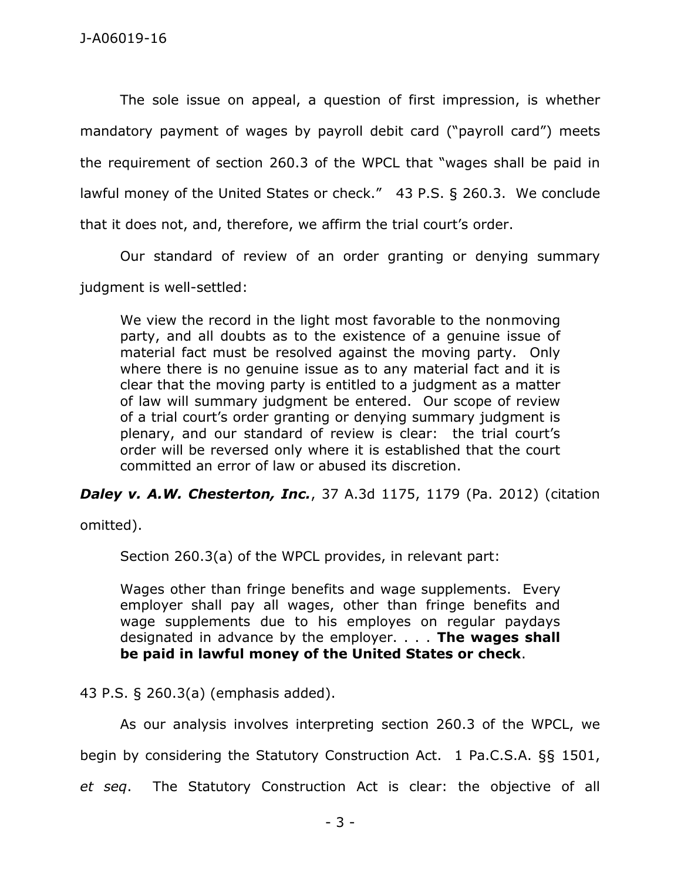The sole issue on appeal, a question of first impression, is whether mandatory payment of wages by payroll debit card ("payroll card") meets the requirement of section 260.3 of the WPCL that "wages shall be paid in lawful money of the United States or check." 43 P.S. § 260.3. We conclude that it does not, and, therefore, we affirm the trial court's order.

Our standard of review of an order granting or denying summary judgment is well-settled:

> We view the record in the light most favorable to the nonmoving party, and all doubts as to the existence of a genuine issue of material fact must be resolved against the moving party. Only where there is no genuine issue as to any material fact and it is clear that the moving party is entitled to a judgment as a matter of law will summary judgment be entered. Our scope of review of a trial court's order granting or denying summary judgment is plenary, and our standard of review is clear: the trial court's order will be reversed only where it is established that the court committed an error of law or abused its discretion.

***Daley v. A.W. Chesterton, Inc.***, 37 A.3d 1175, 1179 (Pa. 2012) (citation omitted).

Section 260.3(a) of the WPCL provides, in relevant part:

> Wages other than fringe benefits and wage supplements. Every employer shall pay all wages, other than fringe benefits and wage supplements due to his employes on regular paydays designated in advance by the employer. . . . **The wages shall be paid in lawful money of the United States or check**.

43 P.S. § 260.3(a) (emphasis added).

As our analysis involves interpreting section 260.3 of the WPCL, we begin by considering the Statutory Construction Act. 1 Pa.C.S.A. §§ 1501, *et seq*. The Statutory Construction Act is clear: the objective of all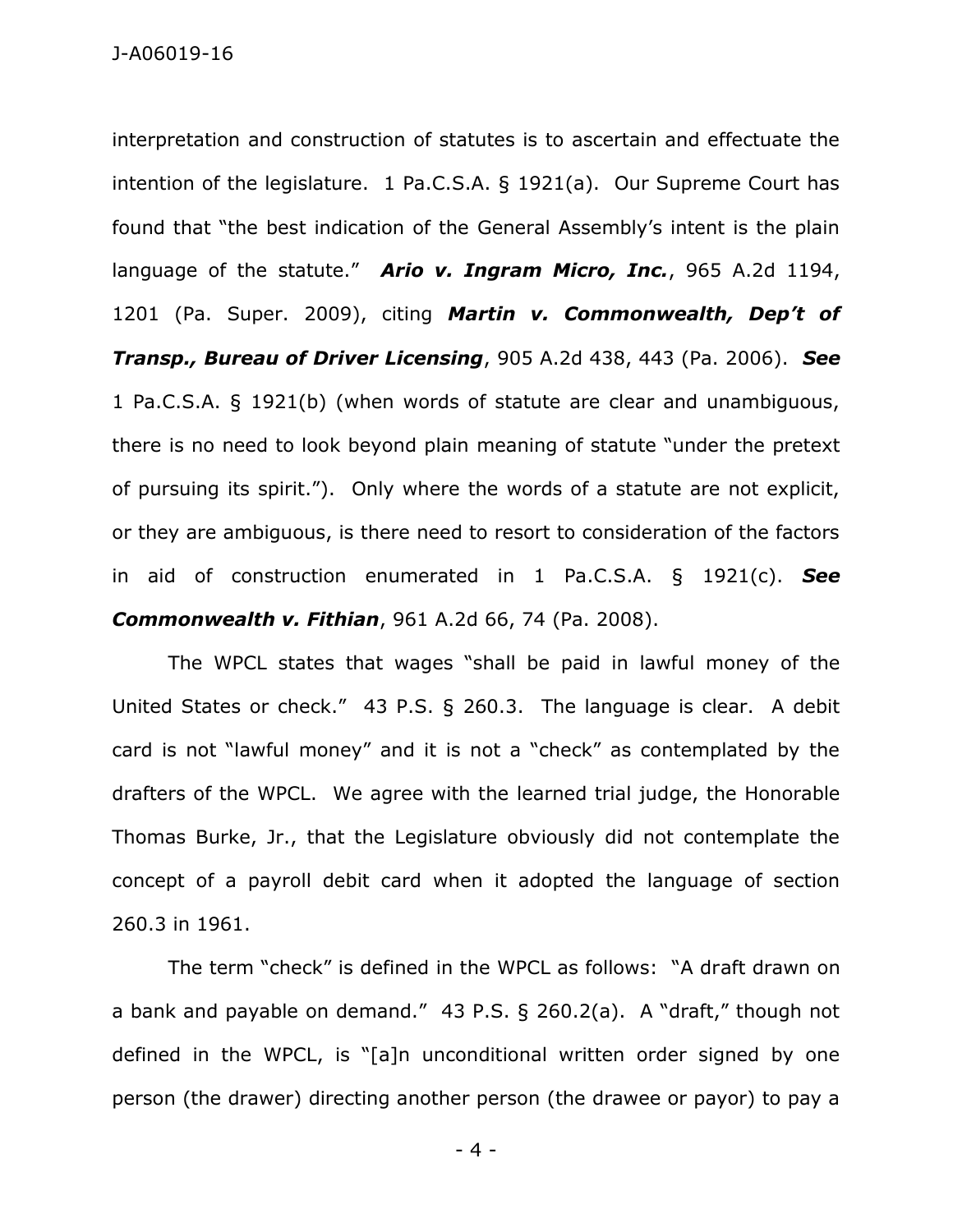interpretation and construction of statutes is to ascertain and effectuate the intention of the legislature. 1 Pa.C.S.A. § 1921(a). Our Supreme Court has found that "the best indication of the General Assembly's intent is the plain language of the statute." ***Ario v. Ingram Micro, Inc.***, 965 A.2d 1194, 1201 (Pa. Super. 2009), citing ***Martin v. Commonwealth, Dep't of Transp., Bureau of Driver Licensing***, 905 A.2d 438, 443 (Pa. 2006). ***See*** 1 Pa.C.S.A. § 1921(b) (when words of statute are clear and unambiguous, there is no need to look beyond plain meaning of statute "under the pretext of pursuing its spirit."). Only where the words of a statute are not explicit, or they are ambiguous, is there need to resort to consideration of the factors in aid of construction enumerated in 1 Pa.C.S.A. § 1921(c). ***See Commonwealth v. Fithian***, 961 A.2d 66, 74 (Pa. 2008).

The WPCL states that wages "shall be paid in lawful money of the United States or check." 43 P.S. § 260.3. The language is clear. A debit card is not "lawful money" and it is not a "check" as contemplated by the drafters of the WPCL. We agree with the learned trial judge, the Honorable Thomas Burke, Jr., that the Legislature obviously did not contemplate the concept of a payroll debit card when it adopted the language of section 260.3 in 1961.

The term "check" is defined in the WPCL as follows: "A draft drawn on a bank and payable on demand." 43 P.S. § 260.2(a). A "draft," though not defined in the WPCL, is "[a]n unconditional written order signed by one person (the drawer) directing another person (the drawee or payor) to pay a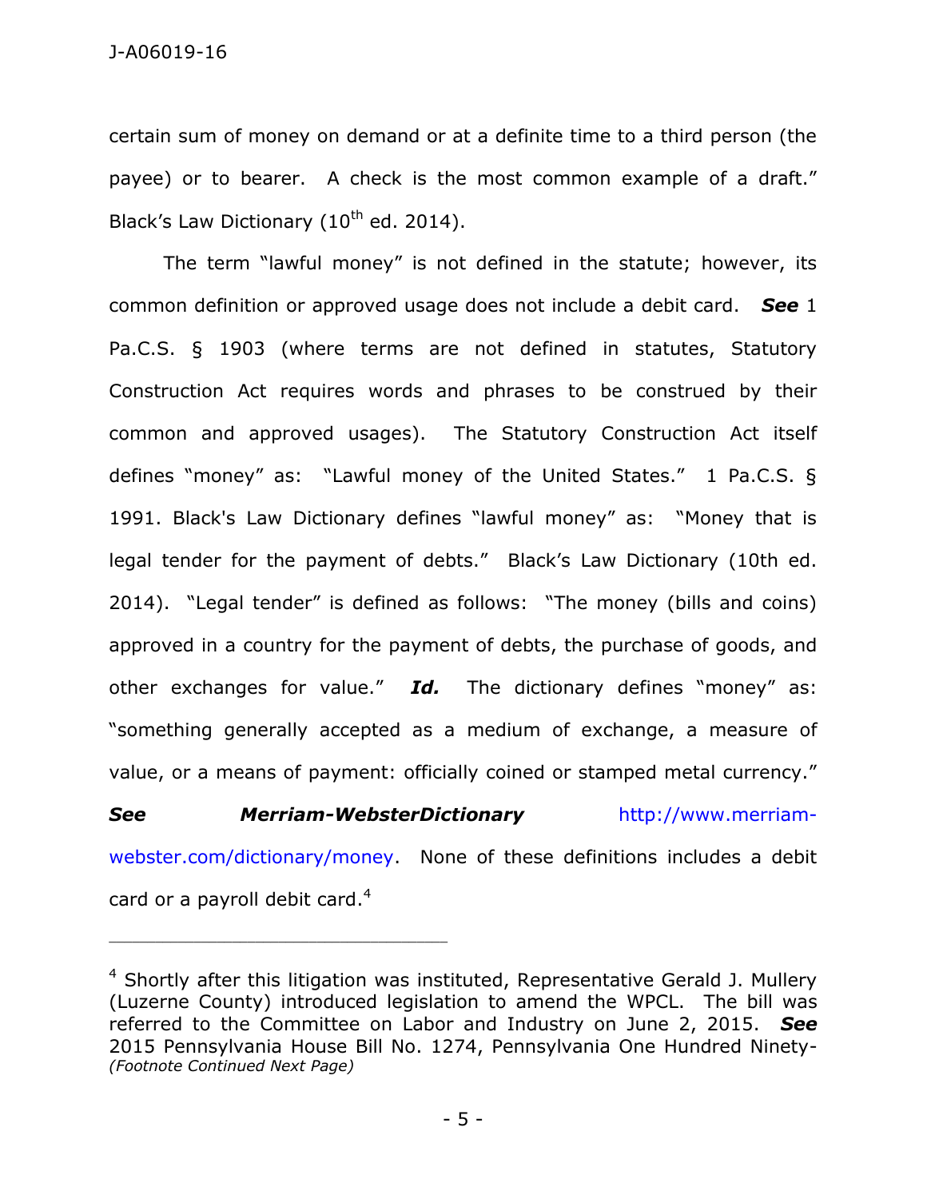certain sum of money on demand or at a definite time to a third person (the payee) or to bearer. A check is the most common example of a draft." Black's Law Dictionary (10th ed. 2014).

The term "lawful money" is not defined in the statute; however, its common definition or approved usage does not include a debit card. ***See*** 1 Pa.C.S. § 1903 (where terms are not defined in statutes, Statutory Construction Act requires words and phrases to be construed by their common and approved usages). The Statutory Construction Act itself defines "money" as: "Lawful money of the United States." 1 Pa.C.S. § 1991. Black's Law Dictionary defines "lawful money" as: "Money that is legal tender for the payment of debts." Black's Law Dictionary (10th ed. 2014). "Legal tender" is defined as follows: "The money (bills and coins) approved in a country for the payment of debts, the purchase of goods, and other exchanges for value." ***Id.*** The dictionary defines "money" as: "something generally accepted as a medium of exchange, a measure of value, or a means of payment: officially coined or stamped metal currency." ***See Merriam-WebsterDictionary*** http://www.merriam-webster.com/dictionary/money. None of these definitions includes a debit card or a payroll debit card.[4]

---

[4] Shortly after this litigation was instituted, Representative Gerald J. Mullery (Luzerne County) introduced legislation to amend the WPCL. The bill was referred to the Committee on Labor and Industry on June 2, 2015. ***See*** 2015 Pennsylvania House Bill No. 1274, Pennsylvania One Hundred Ninety-
*(Footnote Continued Next Page)*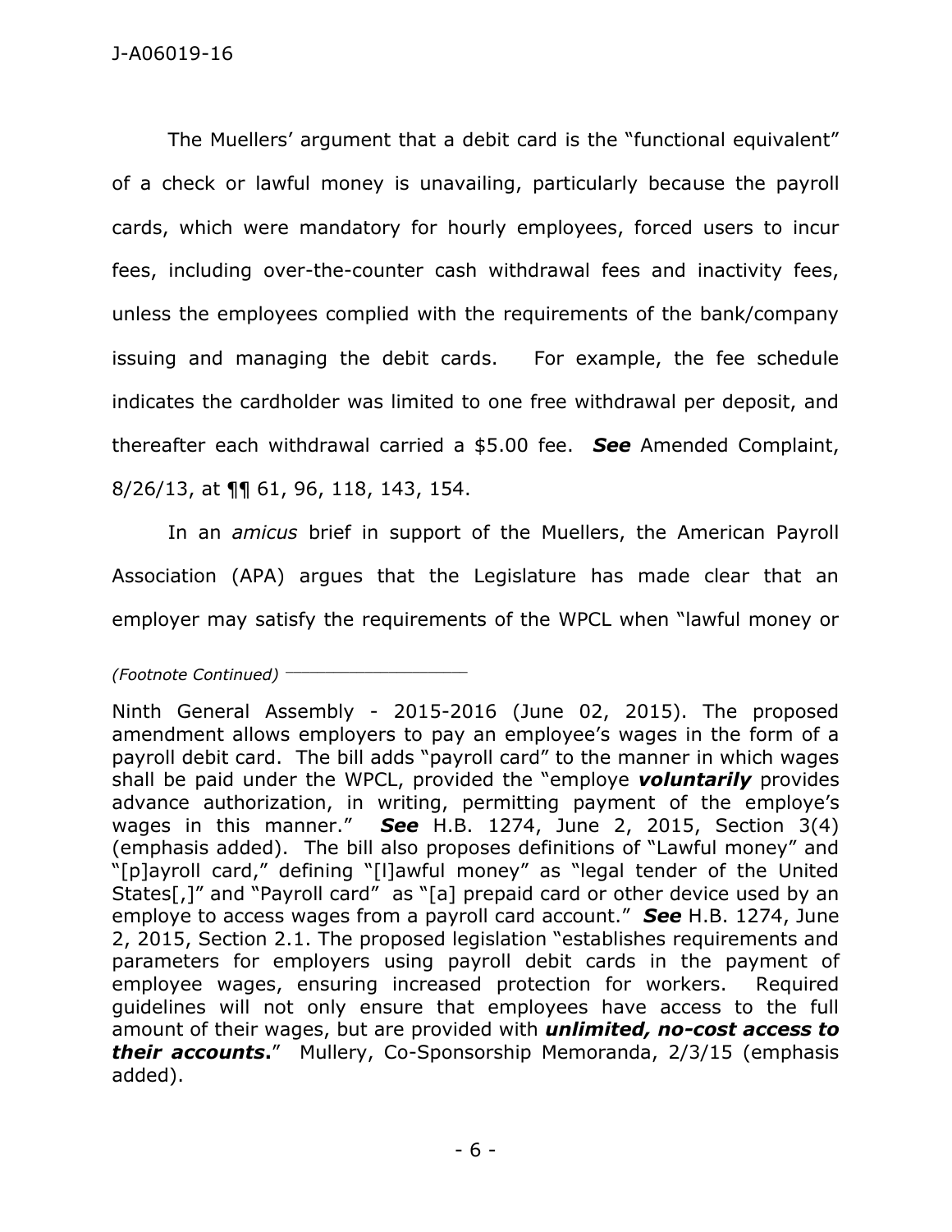The Muellers' argument that a debit card is the "functional equivalent" of a check or lawful money is unavailing, particularly because the payroll cards, which were mandatory for hourly employees, forced users to incur fees, including over-the-counter cash withdrawal fees and inactivity fees, unless the employees complied with the requirements of the bank/company issuing and managing the debit cards. For example, the fee schedule indicates the cardholder was limited to one free withdrawal per deposit, and thereafter each withdrawal carried a $5.00 fee. ***See*** Amended Complaint, 8/26/13, at ¶¶ 61, 96, 118, 143, 154.

In an *amicus* brief in support of the Muellers, the American Payroll Association (APA) argues that the Legislature has made clear that an employer may satisfy the requirements of the WPCL when "lawful money or

---

*(Footnote Continued)*

Ninth General Assembly - 2015-2016 (June 02, 2015). The proposed amendment allows employers to pay an employee's wages in the form of a payroll debit card. The bill adds "payroll card" to the manner in which wages shall be paid under the WPCL, provided the "employe ***voluntarily*** provides advance authorization, in writing, permitting payment of the employe's wages in this manner." ***See*** H.B. 1274, June 2, 2015, Section 3(4) (emphasis added). The bill also proposes definitions of "Lawful money" and "[p]ayroll card," defining "[l]awful money" as "legal tender of the United States[,]" and "Payroll card" as "[a] prepaid card or other device used by an employe to access wages from a payroll card account." ***See*** H.B. 1274, June 2, 2015, Section 2.1. The proposed legislation "establishes requirements and parameters for employers using payroll debit cards in the payment of employee wages, ensuring increased protection for workers. Required guidelines will not only ensure that employees have access to the full amount of their wages, but are provided with ***unlimited, no-cost access to their accounts*****.**" Mullery, Co-Sponsorship Memoranda, 2/3/15 (emphasis added).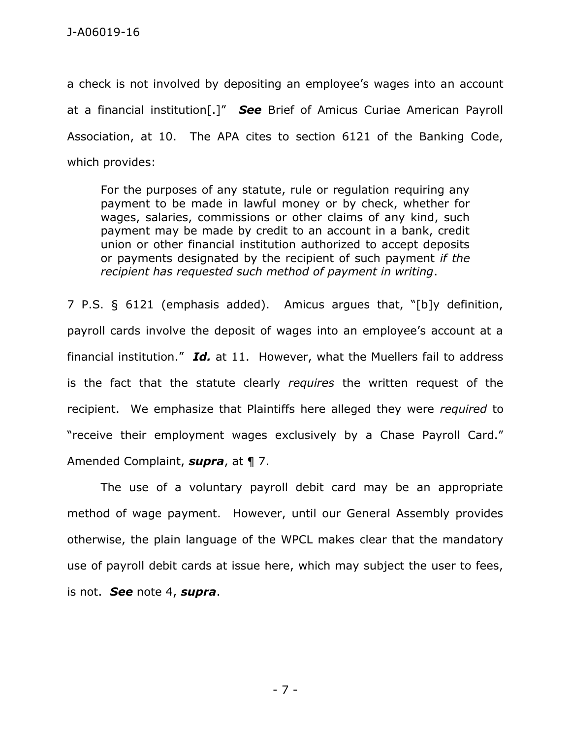a check is not involved by depositing an employee's wages into an account at a financial institution[.]" ***See*** Brief of Amicus Curiae American Payroll Association, at 10. The APA cites to section 6121 of the Banking Code, which provides:

> For the purposes of any statute, rule or regulation requiring any payment to be made in lawful money or by check, whether for wages, salaries, commissions or other claims of any kind, such payment may be made by credit to an account in a bank, credit union or other financial institution authorized to accept deposits or payments designated by the recipient of such payment *if the recipient has requested such method of payment in writing*.

7 P.S. § 6121 (emphasis added). Amicus argues that, "[b]y definition, payroll cards involve the deposit of wages into an employee's account at a financial institution." ***Id.*** at 11. However, what the Muellers fail to address is the fact that the statute clearly *requires* the written request of the recipient. We emphasize that Plaintiffs here alleged they were *required* to "receive their employment wages exclusively by a Chase Payroll Card." Amended Complaint, ***supra***, at ¶ 7.

The use of a voluntary payroll debit card may be an appropriate method of wage payment. However, until our General Assembly provides otherwise, the plain language of the WPCL makes clear that the mandatory use of payroll debit cards at issue here, which may subject the user to fees, is not. ***See*** note 4, ***supra***.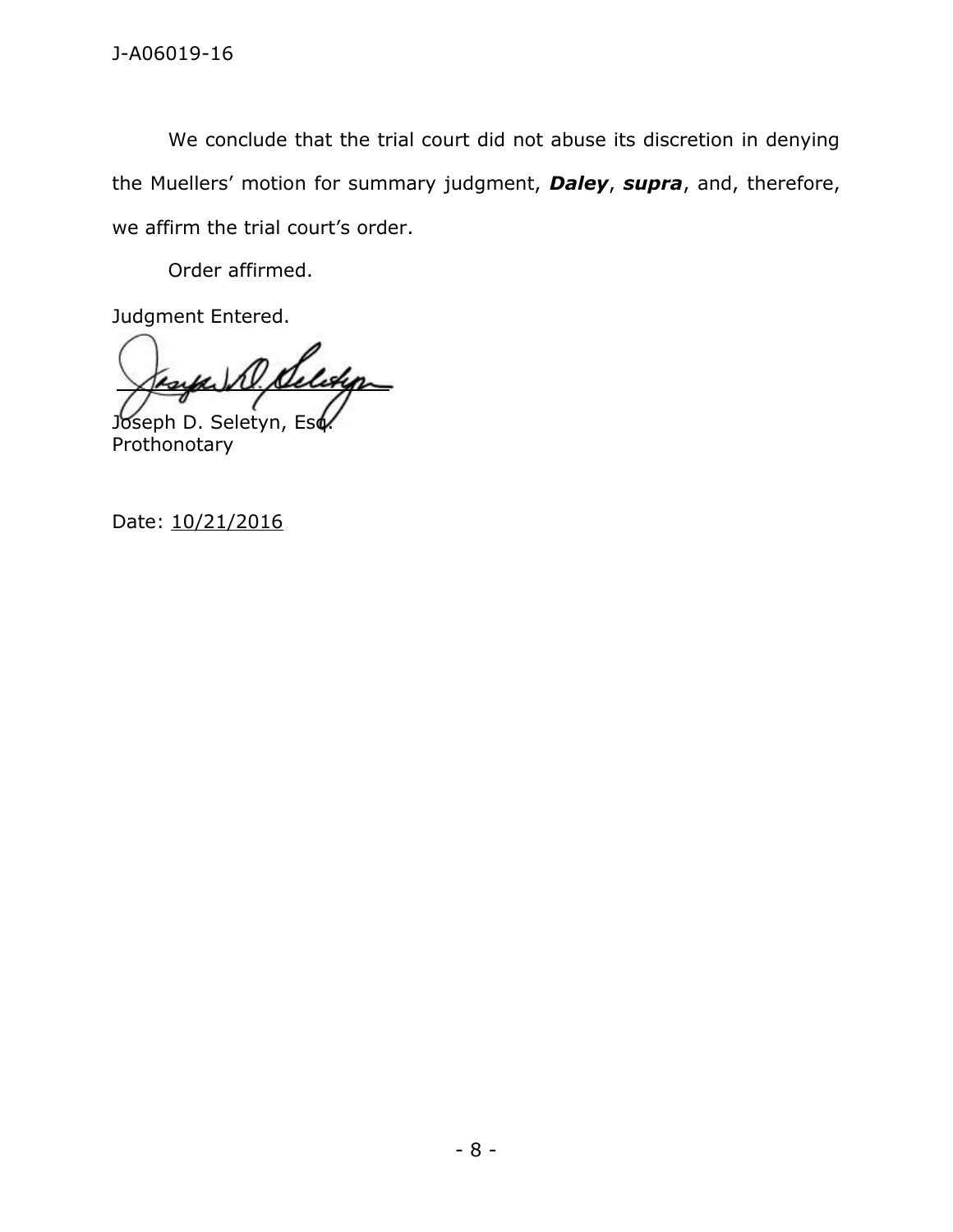We conclude that the trial court did not abuse its discretion in denying the Muellers' motion for summary judgment, ***Daley***, ***supra***, and, therefore, we affirm the trial court's order.

Order affirmed.

Judgment Entered.

Joseph D. Seletyn, Esq.
Prothonotary

Date: 10/21/2016